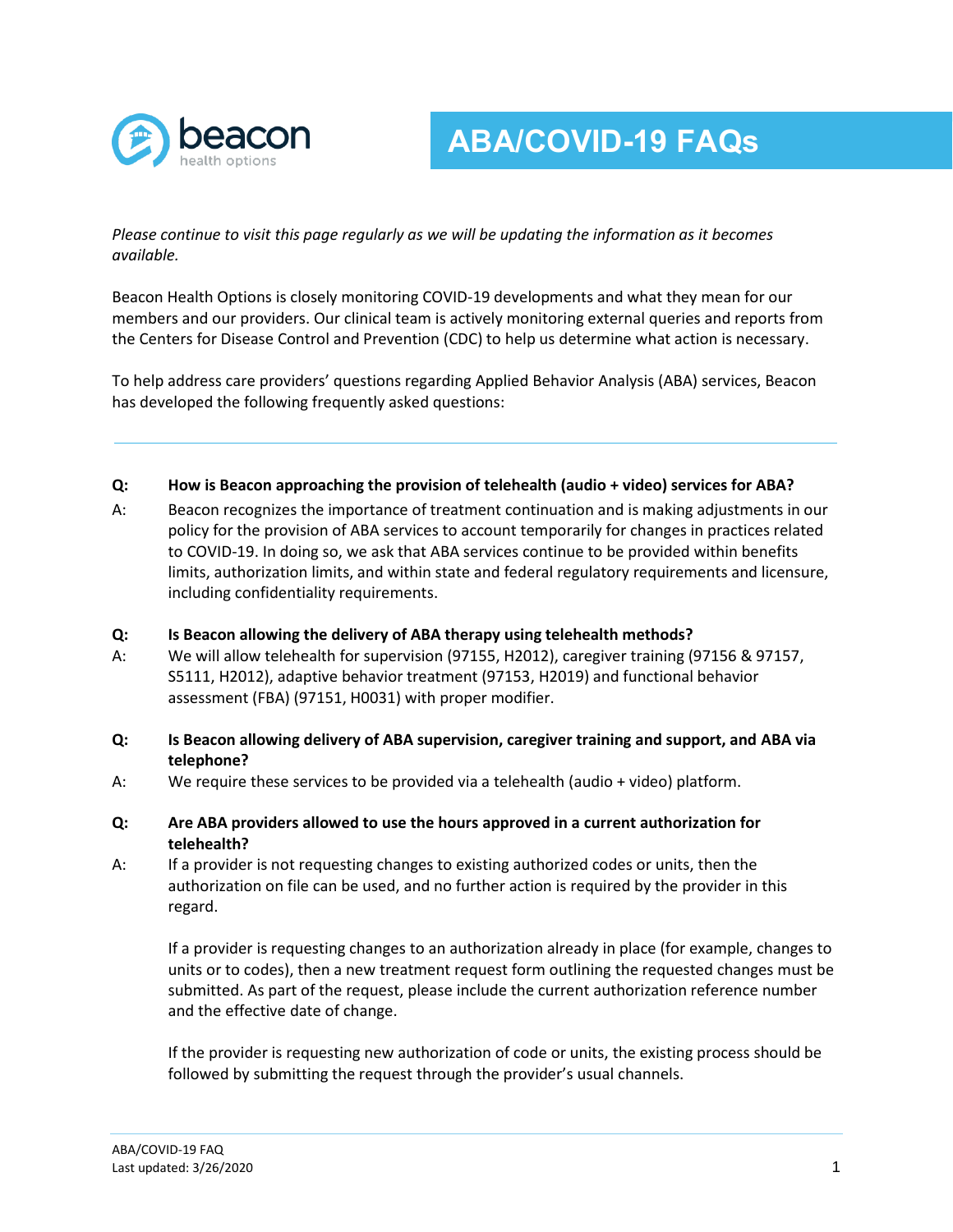beacon health options

# ABA/COVID-19 FAQs

*Please continue to visit this page regularly as we will be updating the information as it becomes available.*

Beacon Health Options is closely monitoring COVID-19 developments and what they mean for our members and our providers. Our clinical team is actively monitoring external queries and reports from the Centers for Disease Control and Prevention (CDC) to help us determine what action is necessary.

To help address care providers' questions regarding Applied Behavior Analysis (ABA) services, Beacon has developed the following frequently asked questions:

---

**Q: How is Beacon approaching the provision of telehealth (audio + video) services for ABA?**

A: Beacon recognizes the importance of treatment continuation and is making adjustments in our policy for the provision of ABA services to account temporarily for changes in practices related to COVID-19. In doing so, we ask that ABA services continue to be provided within benefits limits, authorization limits, and within state and federal regulatory requirements and licensure, including confidentiality requirements.

**Q: Is Beacon allowing the delivery of ABA therapy using telehealth methods?**

A: We will allow telehealth for supervision (97155, H2012), caregiver training (97156 & 97157, S5111, H2012), adaptive behavior treatment (97153, H2019) and functional behavior assessment (FBA) (97151, H0031) with proper modifier.

**Q: Is Beacon allowing delivery of ABA supervision, caregiver training and support, and ABA via telephone?**

A: We require these services to be provided via a telehealth (audio + video) platform.

**Q: Are ABA providers allowed to use the hours approved in a current authorization for telehealth?**

A: If a provider is not requesting changes to existing authorized codes or units, then the authorization on file can be used, and no further action is required by the provider in this regard.

If a provider is requesting changes to an authorization already in place (for example, changes to units or to codes), then a new treatment request form outlining the requested changes must be submitted. As part of the request, please include the current authorization reference number and the effective date of change.

If the provider is requesting new authorization of code or units, the existing process should be followed by submitting the request through the provider's usual channels.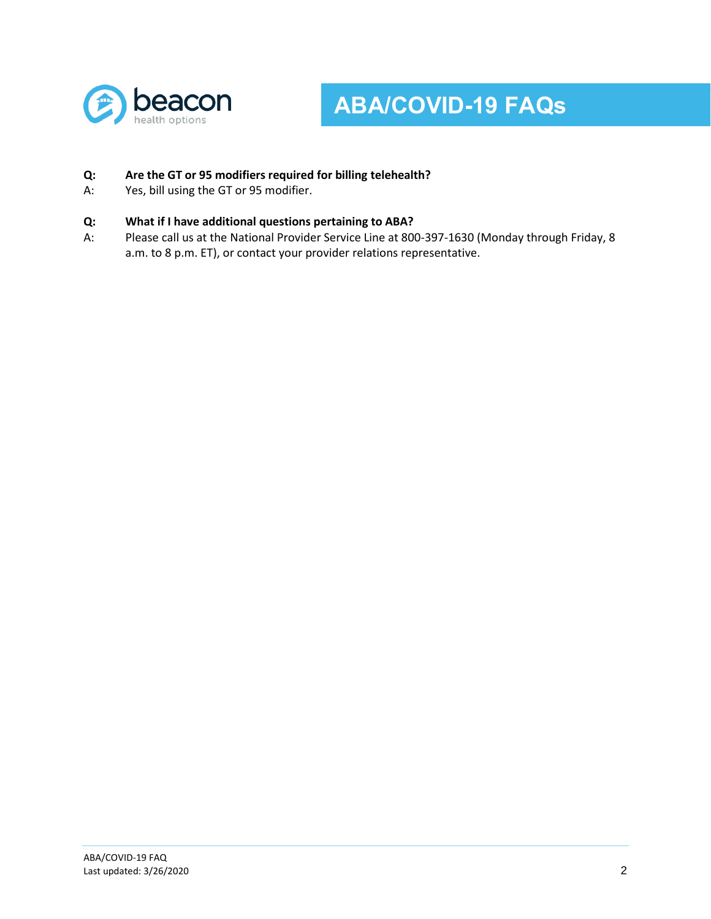**Q: Are the GT or 95 modifiers required for billing telehealth?**

A: Yes, bill using the GT or 95 modifier.

**Q: What if I have additional questions pertaining to ABA?**

A: Please call us at the National Provider Service Line at 800-397-1630 (Monday through Friday, 8 a.m. to 8 p.m. ET), or contact your provider relations representative.